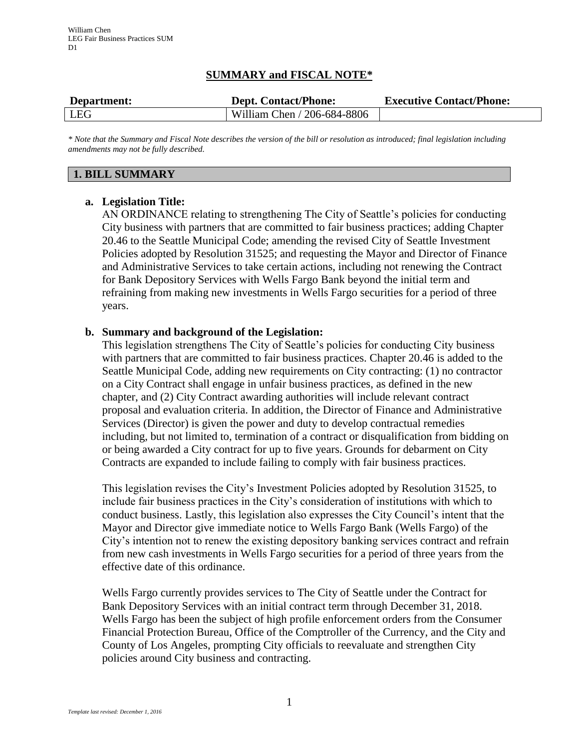William Chen
LEG Fair Business Practices SUM
D1

# SUMMARY and FISCAL NOTE*

| Department: | Dept. Contact/Phone: | Executive Contact/Phone: |
|---|---|---|
| LEG | William Chen / 206-684-8806 | |

*\* Note that the Summary and Fiscal Note describes the version of the bill or resolution as introduced; final legislation including amendments may not be fully described.*

## 1. BILL SUMMARY

**a. Legislation Title:**

AN ORDINANCE relating to strengthening The City of Seattle's policies for conducting City business with partners that are committed to fair business practices; adding Chapter 20.46 to the Seattle Municipal Code; amending the revised City of Seattle Investment Policies adopted by Resolution 31525; and requesting the Mayor and Director of Finance and Administrative Services to take certain actions, including not renewing the Contract for Bank Depository Services with Wells Fargo Bank beyond the initial term and refraining from making new investments in Wells Fargo securities for a period of three years.

**b. Summary and background of the Legislation:**

This legislation strengthens The City of Seattle's policies for conducting City business with partners that are committed to fair business practices. Chapter 20.46 is added to the Seattle Municipal Code, adding new requirements on City contracting: (1) no contractor on a City Contract shall engage in unfair business practices, as defined in the new chapter, and (2) City Contract awarding authorities will include relevant contract proposal and evaluation criteria. In addition, the Director of Finance and Administrative Services (Director) is given the power and duty to develop contractual remedies including, but not limited to, termination of a contract or disqualification from bidding on or being awarded a City contract for up to five years. Grounds for debarment on City Contracts are expanded to include failing to comply with fair business practices.

This legislation revises the City's Investment Policies adopted by Resolution 31525, to include fair business practices in the City's consideration of institutions with which to conduct business. Lastly, this legislation also expresses the City Council's intent that the Mayor and Director give immediate notice to Wells Fargo Bank (Wells Fargo) of the City's intention not to renew the existing depository banking services contract and refrain from new cash investments in Wells Fargo securities for a period of three years from the effective date of this ordinance.

Wells Fargo currently provides services to The City of Seattle under the Contract for Bank Depository Services with an initial contract term through December 31, 2018. Wells Fargo has been the subject of high profile enforcement orders from the Consumer Financial Protection Bureau, Office of the Comptroller of the Currency, and the City and County of Los Angeles, prompting City officials to reevaluate and strengthen City policies around City business and contracting.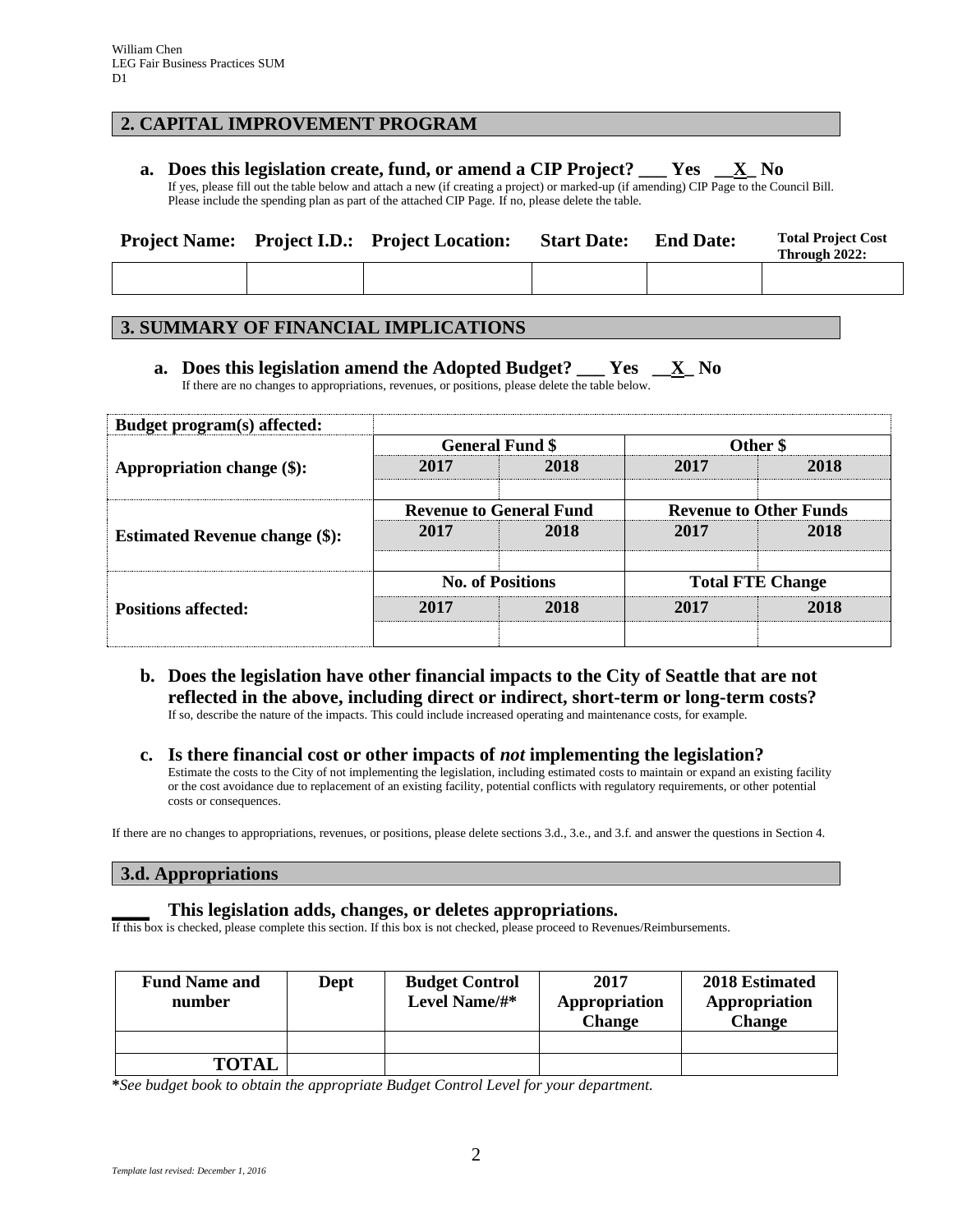## 2. CAPITAL IMPROVEMENT PROGRAM

**a. Does this legislation create, fund, or amend a CIP Project? ___ Yes __X_ No**

If yes, please fill out the table below and attach a new (if creating a project) or marked-up (if amending) CIP Page to the Council Bill. Please include the spending plan as part of the attached CIP Page. If no, please delete the table.

| Project Name: | Project I.D.: | Project Location: | Start Date: | End Date: | Total Project Cost Through 2022: |
|---|---|---|---|---|---|
| | | | | | |

## 3. SUMMARY OF FINANCIAL IMPLICATIONS

**a. Does this legislation amend the Adopted Budget? ___ Yes __X_ No**

If there are no changes to appropriations, revenues, or positions, please delete the table below.

| Budget program(s) affected: | | | | |
|---|---|---|---|---|
| Appropriation change ($): | General Fund $ | | Other $ | |
| | 2017 | 2018 | 2017 | 2018 |
| | | | | |
| Estimated Revenue change ($): | Revenue to General Fund | | Revenue to Other Funds | |
| | 2017 | 2018 | 2017 | 2018 |
| | | | | |
| Positions affected: | No. of Positions | | Total FTE Change | |
| | 2017 | 2018 | 2017 | 2018 |
| | | | | |

**b. Does the legislation have other financial impacts to the City of Seattle that are not reflected in the above, including direct or indirect, short-term or long-term costs?**

If so, describe the nature of the impacts. This could include increased operating and maintenance costs, for example.

**c. Is there financial cost or other impacts of *not* implementing the legislation?**

Estimate the costs to the City of not implementing the legislation, including estimated costs to maintain or expand an existing facility or the cost avoidance due to replacement of an existing facility, potential conflicts with regulatory requirements, or other potential costs or consequences.

If there are no changes to appropriations, revenues, or positions, please delete sections 3.d., 3.e., and 3.f. and answer the questions in Section 4.

## 3.d. Appropriations

**____ This legislation adds, changes, or deletes appropriations.**

If this box is checked, please complete this section. If this box is not checked, please proceed to Revenues/Reimbursements.

| Fund Name and number | Dept | Budget Control Level Name/#* | 2017 Appropriation Change | 2018 Estimated Appropriation Change |
|---|---|---|---|---|
| | | | | |
| TOTAL | | | | |

***See budget book to obtain the appropriate Budget Control Level for your department.***

*Template last revised: December 1, 2016*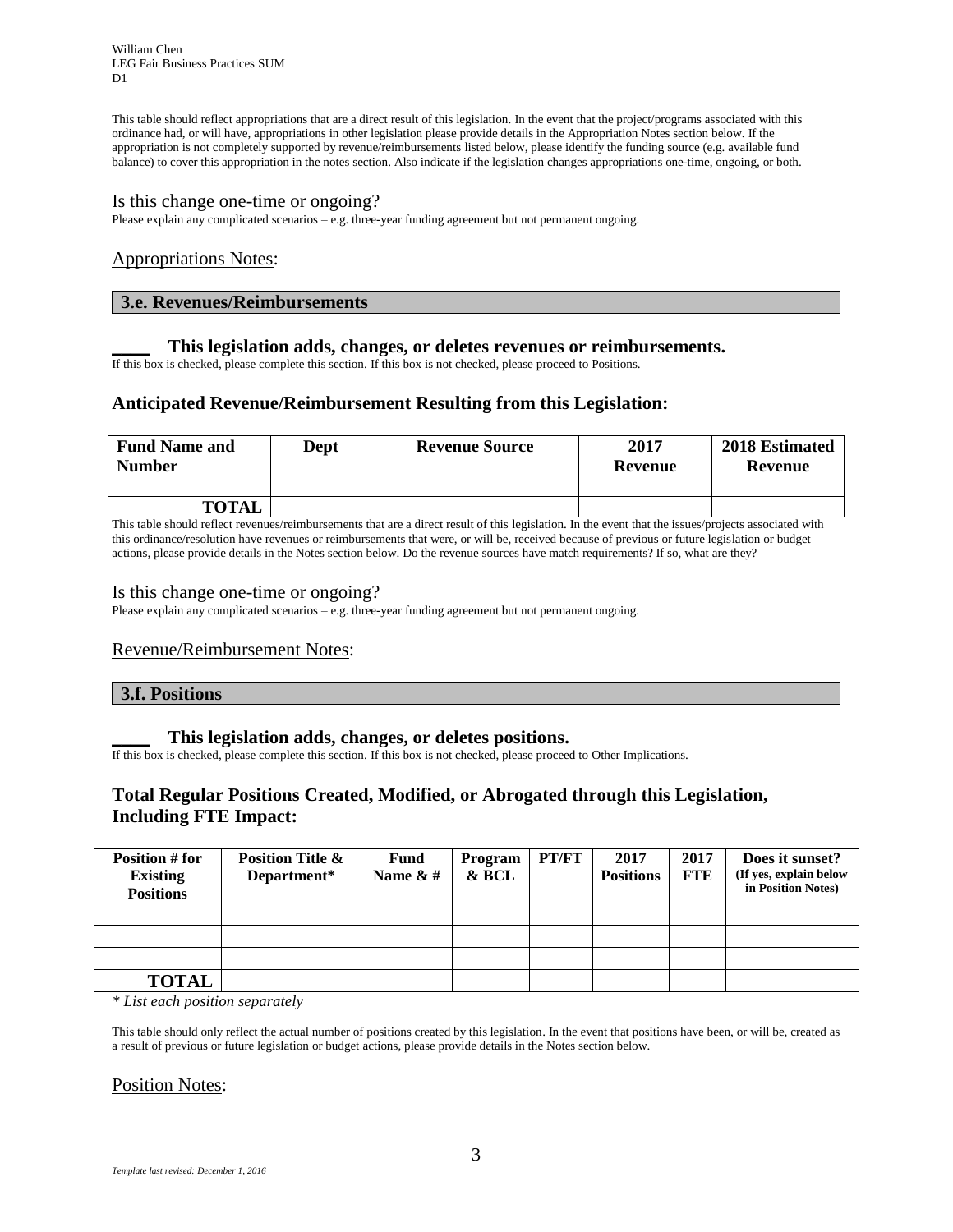William Chen
LEG Fair Business Practices SUM
D1

This table should reflect appropriations that are a direct result of this legislation. In the event that the project/programs associated with this ordinance had, or will have, appropriations in other legislation please provide details in the Appropriation Notes section below. If the appropriation is not completely supported by revenue/reimbursements listed below, please identify the funding source (e.g. available fund balance) to cover this appropriation in the notes section. Also indicate if the legislation changes appropriations one-time, ongoing, or both.

### Is this change one-time or ongoing?

Please explain any complicated scenarios – e.g. three-year funding agreement but not permanent ongoing.

### Appropriations Notes:

## 3.e. Revenues/Reimbursements

**____ This legislation adds, changes, or deletes revenues or reimbursements.**

If this box is checked, please complete this section. If this box is not checked, please proceed to Positions.

### Anticipated Revenue/Reimbursement Resulting from this Legislation:

| Fund Name and Number | Dept | Revenue Source | 2017 Revenue | 2018 Estimated Revenue |
|---|---|---|---|---|
| | | | | |
| **TOTAL** | | | | |

This table should reflect revenues/reimbursements that are a direct result of this legislation. In the event that the issues/projects associated with this ordinance/resolution have revenues or reimbursements that were, or will be, received because of previous or future legislation or budget actions, please provide details in the Notes section below. Do the revenue sources have match requirements? If so, what are they?

### Is this change one-time or ongoing?

Please explain any complicated scenarios – e.g. three-year funding agreement but not permanent ongoing.

### Revenue/Reimbursement Notes:

## 3.f. Positions

**____ This legislation adds, changes, or deletes positions.**

If this box is checked, please complete this section. If this box is not checked, please proceed to Other Implications.

### Total Regular Positions Created, Modified, or Abrogated through this Legislation, Including FTE Impact:

| Position # for Existing Positions | Position Title & Department* | Fund Name & # | Program & BCL | PT/FT | 2017 Positions | 2017 FTE | Does it sunset? (If yes, explain below in Position Notes) |
|---|---|---|---|---|---|---|---|
| | | | | | | | |
| | | | | | | | |
| | | | | | | | |
| **TOTAL** | | | | | | | |

*\* List each position separately*

This table should only reflect the actual number of positions created by this legislation. In the event that positions have been, or will be, created as a result of previous or future legislation or budget actions, please provide details in the Notes section below.

### Position Notes:

*Template last revised: December 1, 2016*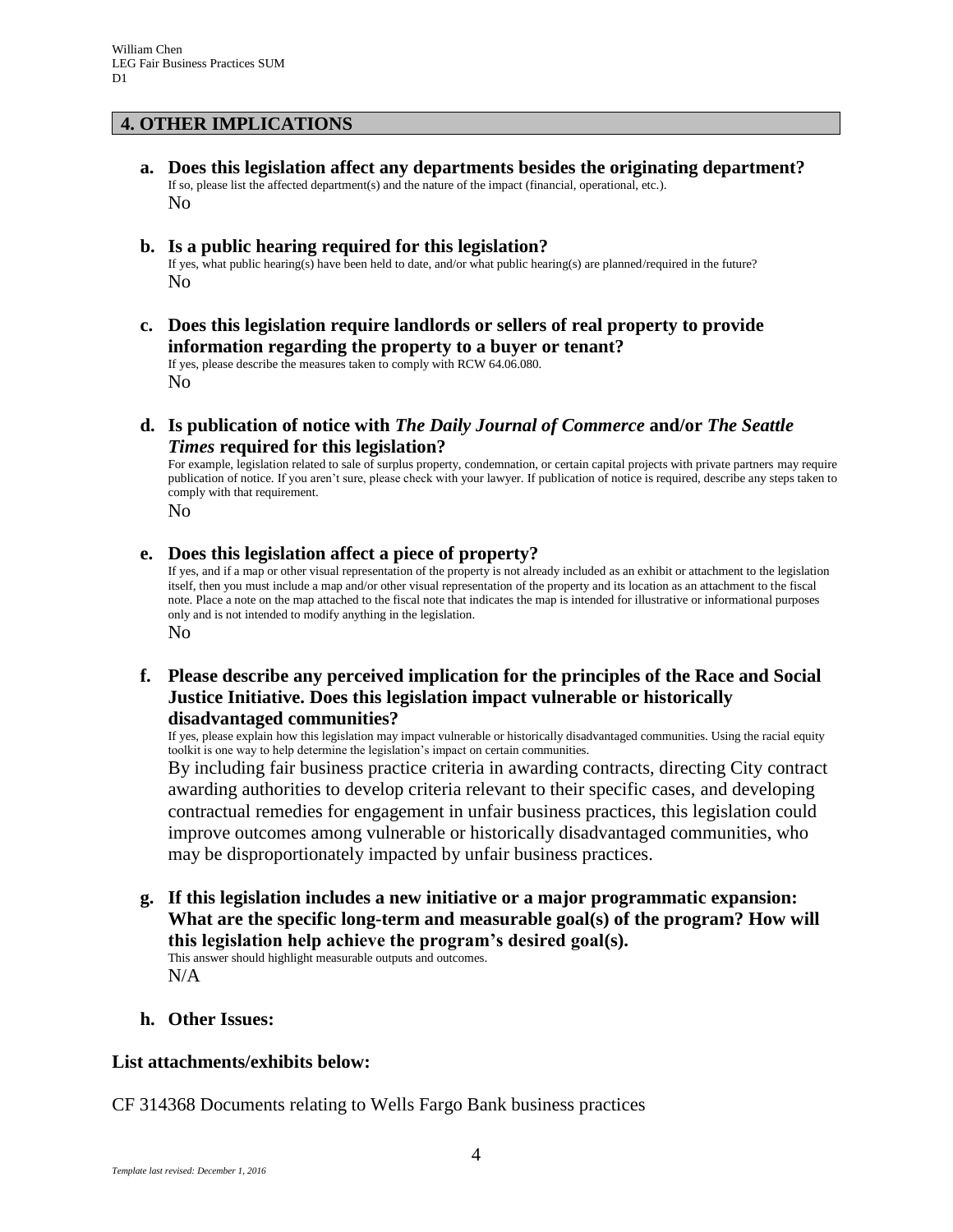## 4. OTHER IMPLICATIONS

**a. Does this legislation affect any departments besides the originating department?**
If so, please list the affected department(s) and the nature of the impact (financial, operational, etc.).
No

**b. Is a public hearing required for this legislation?**
If yes, what public hearing(s) have been held to date, and/or what public hearing(s) are planned/required in the future?
No

**c. Does this legislation require landlords or sellers of real property to provide information regarding the property to a buyer or tenant?**
If yes, please describe the measures taken to comply with RCW 64.06.080.
No

**d. Is publication of notice with *The Daily Journal of Commerce* and/or *The Seattle Times* required for this legislation?**
For example, legislation related to sale of surplus property, condemnation, or certain capital projects with private partners may require publication of notice. If you aren't sure, please check with your lawyer. If publication of notice is required, describe any steps taken to comply with that requirement.
No

**e. Does this legislation affect a piece of property?**
If yes, and if a map or other visual representation of the property is not already included as an exhibit or attachment to the legislation itself, then you must include a map and/or other visual representation of the property and its location as an attachment to the fiscal note. Place a note on the map attached to the fiscal note that indicates the map is intended for illustrative or informational purposes only and is not intended to modify anything in the legislation.
No

**f. Please describe any perceived implication for the principles of the Race and Social Justice Initiative. Does this legislation impact vulnerable or historically disadvantaged communities?**
If yes, please explain how this legislation may impact vulnerable or historically disadvantaged communities. Using the racial equity toolkit is one way to help determine the legislation's impact on certain communities.
By including fair business practice criteria in awarding contracts, directing City contract awarding authorities to develop criteria relevant to their specific cases, and developing contractual remedies for engagement in unfair business practices, this legislation could improve outcomes among vulnerable or historically disadvantaged communities, who may be disproportionately impacted by unfair business practices.

**g. If this legislation includes a new initiative or a major programmatic expansion: What are the specific long-term and measurable goal(s) of the program? How will this legislation help achieve the program's desired goal(s).**
This answer should highlight measurable outputs and outcomes.
N/A

**h. Other Issues:**

**List attachments/exhibits below:**

CF 314368 Documents relating to Wells Fargo Bank business practices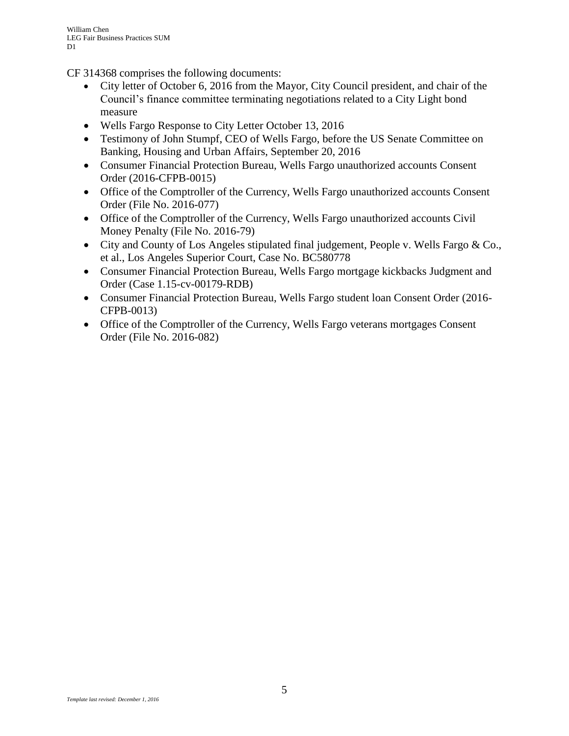CF 314368 comprises the following documents:

- City letter of October 6, 2016 from the Mayor, City Council president, and chair of the Council's finance committee terminating negotiations related to a City Light bond measure
- Wells Fargo Response to City Letter October 13, 2016
- Testimony of John Stumpf, CEO of Wells Fargo, before the US Senate Committee on Banking, Housing and Urban Affairs, September 20, 2016
- Consumer Financial Protection Bureau, Wells Fargo unauthorized accounts Consent Order (2016-CFPB-0015)
- Office of the Comptroller of the Currency, Wells Fargo unauthorized accounts Consent Order (File No. 2016-077)
- Office of the Comptroller of the Currency, Wells Fargo unauthorized accounts Civil Money Penalty (File No. 2016-79)
- City and County of Los Angeles stipulated final judgement, People v. Wells Fargo & Co., et al., Los Angeles Superior Court, Case No. BC580778
- Consumer Financial Protection Bureau, Wells Fargo mortgage kickbacks Judgment and Order (Case 1.15-cv-00179-RDB)
- Consumer Financial Protection Bureau, Wells Fargo student loan Consent Order (2016-CFPB-0013)
- Office of the Comptroller of the Currency, Wells Fargo veterans mortgages Consent Order (File No. 2016-082)